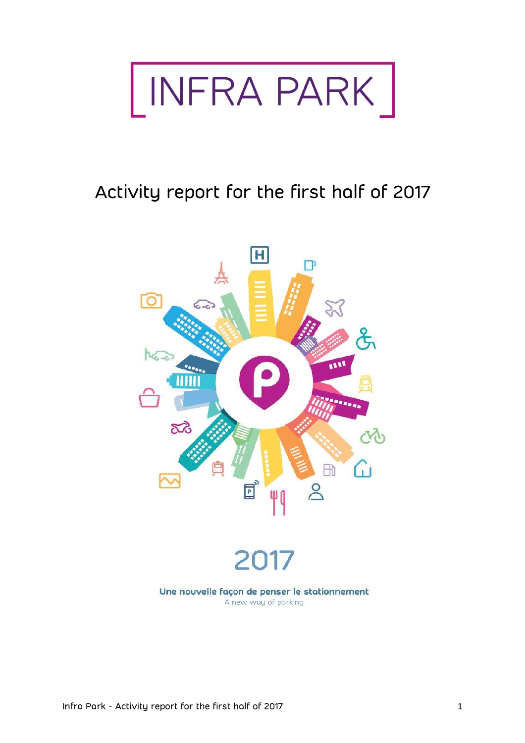# INFRA PARK

## Activity report for the first half of 2017

2017

**Une nouvelle façon de penser le stationnement**

A new way of parking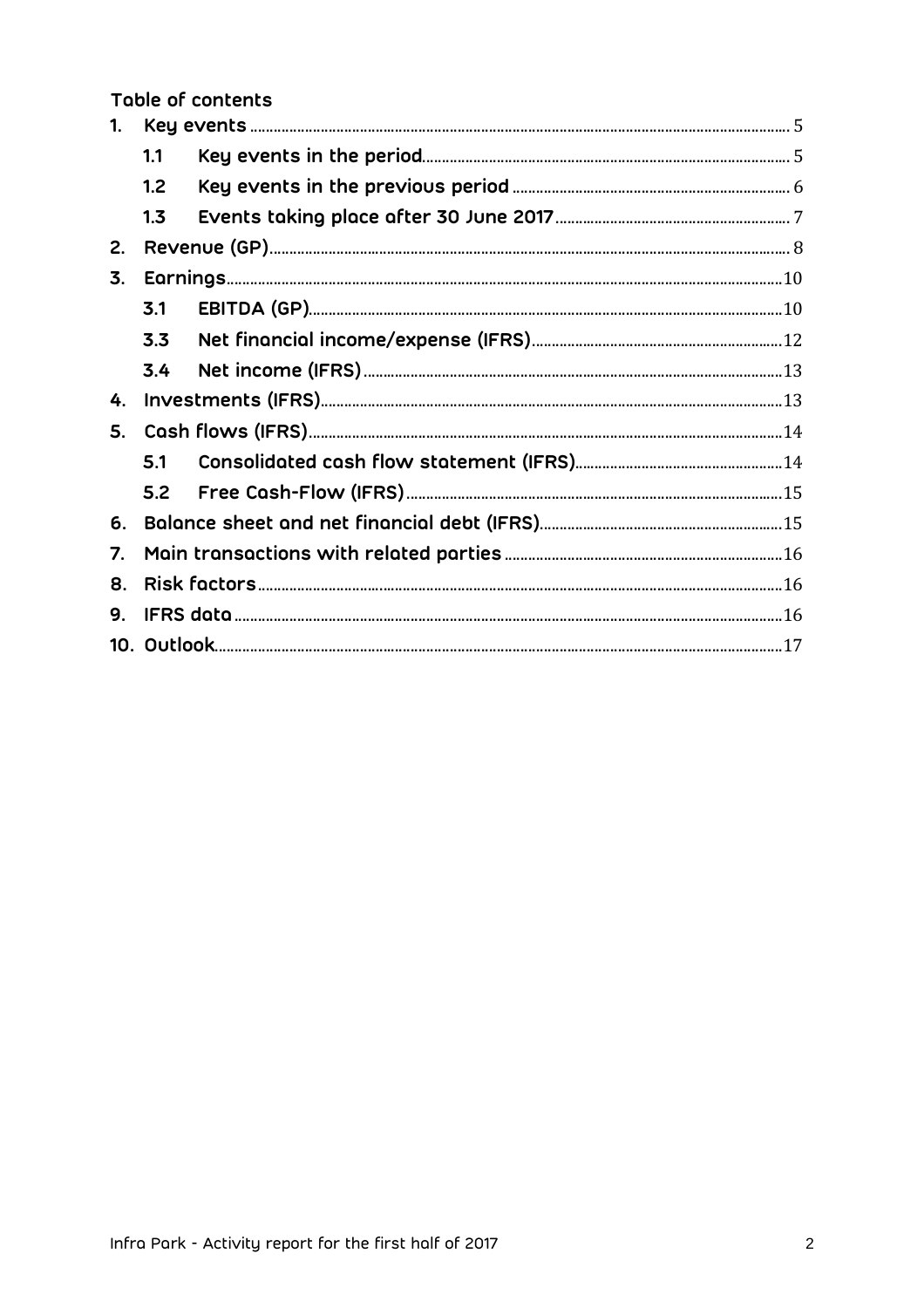## Table of contents

1. Key events ........ 5
   - 1.1 Key events in the period ........ 5
   - 1.2 Key events in the previous period ........ 6
   - 1.3 Events taking place after 30 June 2017 ........ 7
2. Revenue (GP) ........ 8
3. Earnings ........ 10
   - 3.1 EBITDA (GP) ........ 10
   - 3.3 Net financial income/expense (IFRS) ........ 12
   - 3.4 Net income (IFRS) ........ 13
4. Investments (IFRS) ........ 13
5. Cash flows (IFRS) ........ 14
   - 5.1 Consolidated cash flow statement (IFRS) ........ 14
   - 5.2 Free Cash-Flow (IFRS) ........ 15
6. Balance sheet and net financial debt (IFRS) ........ 15
7. Main transactions with related parties ........ 16
8. Risk factors ........ 16
9. IFRS data ........ 16
10. Outlook ........ 17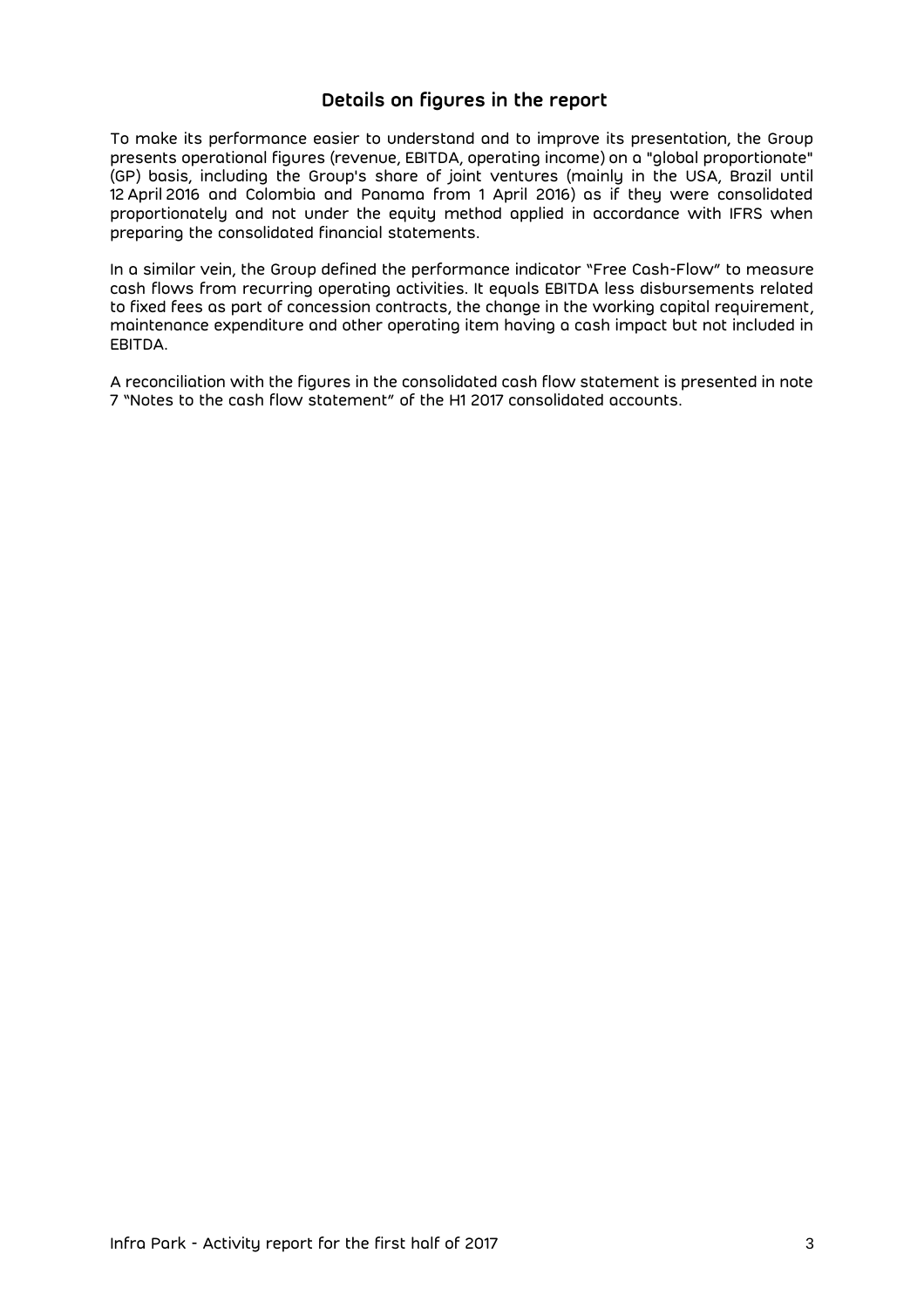## Details on figures in the report

To make its performance easier to understand and to improve its presentation, the Group presents operational figures (revenue, EBITDA, operating income) on a "global proportionate" (GP) basis, including the Group's share of joint ventures (mainly in the USA, Brazil until 12 April 2016 and Colombia and Panama from 1 April 2016) as if they were consolidated proportionately and not under the equity method applied in accordance with IFRS when preparing the consolidated financial statements.

In a similar vein, the Group defined the performance indicator "Free Cash-Flow" to measure cash flows from recurring operating activities. It equals EBITDA less disbursements related to fixed fees as part of concession contracts, the change in the working capital requirement, maintenance expenditure and other operating item having a cash impact but not included in EBITDA.

A reconciliation with the figures in the consolidated cash flow statement is presented in note 7 "Notes to the cash flow statement" of the H1 2017 consolidated accounts.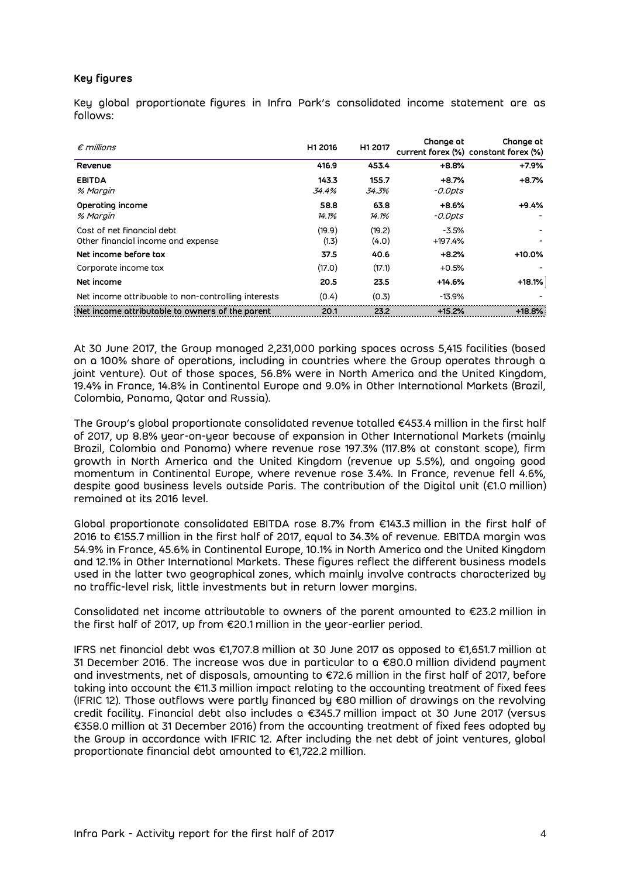### Key figures

Key global proportionate figures in Infra Park's consolidated income statement are as follows:

| *€ millions* | H1 2016 | H1 2017 | Change at current forex (%) | Change at constant forex (%) |
|---|---|---|---|---|
| **Revenue** | **416.9** | **453.4** | **+8.8%** | **+7.9%** |
| **EBITDA** | **143.3** | **155.7** | **+8.7%** | **+8.7%** |
| *% Margin* | *34.4%* | *34.3%* | *-0.0pts* | |
| **Operating income** | **58.8** | **63.8** | **+8.6%** | **+9.4%** |
| *% Margin* | *14.1%* | *14.1%* | *-0.0pts* | - |
| Cost of net financial debt | (19.9) | (19.2) | -3.5% | - |
| Other financial income and expense | (1.3) | (4.0) | +197.4% | - |
| **Net income before tax** | **37.5** | **40.6** | **+8.2%** | **+10.0%** |
| Corporate income tax | (17.0) | (17.1) | +0.5% | - |
| **Net income** | **20.5** | **23.5** | **+14.6%** | **+18.1%** |
| Net income attribuable to non-controlling interests | (0.4) | (0.3) | -13.9% | - |
| **Net income attributable to owners of the parent** | **20.1** | **23.2** | **+15.2%** | **+18.8%** |

At 30 June 2017, the Group managed 2,231,000 parking spaces across 5,415 facilities (based on a 100% share of operations, including in countries where the Group operates through a joint venture). Out of those spaces, 56.8% were in North America and the United Kingdom, 19.4% in France, 14.8% in Continental Europe and 9.0% in Other International Markets (Brazil, Colombia, Panama, Qatar and Russia).

The Group's global proportionate consolidated revenue totalled €453.4 million in the first half of 2017, up 8.8% year-on-year because of expansion in Other International Markets (mainly Brazil, Colombia and Panama) where revenue rose 197.3% (117.8% at constant scope), firm growth in North America and the United Kingdom (revenue up 5.5%), and ongoing good momentum in Continental Europe, where revenue rose 3.4%. In France, revenue fell 4.6%, despite good business levels outside Paris. The contribution of the Digital unit (€1.0 million) remained at its 2016 level.

Global proportionate consolidated EBITDA rose 8.7% from €143.3 million in the first half of 2016 to €155.7 million in the first half of 2017, equal to 34.3% of revenue. EBITDA margin was 54.9% in France, 45.6% in Continental Europe, 10.1% in North America and the United Kingdom and 12.1% in Other International Markets. These figures reflect the different business models used in the latter two geographical zones, which mainly involve contracts characterized by no traffic-level risk, little investments but in return lower margins.

Consolidated net income attributable to owners of the parent amounted to €23.2 million in the first half of 2017, up from €20.1 million in the year-earlier period.

IFRS net financial debt was €1,707.8 million at 30 June 2017 as opposed to €1,651.7 million at 31 December 2016. The increase was due in particular to a €80.0 million dividend payment and investments, net of disposals, amounting to €72.6 million in the first half of 2017, before taking into account the €11.3 million impact relating to the accounting treatment of fixed fees (IFRIC 12). Those outflows were partly financed by €80 million of drawings on the revolving credit facility. Financial debt also includes a €345.7 million impact at 30 June 2017 (versus €358.0 million at 31 December 2016) from the accounting treatment of fixed fees adopted by the Group in accordance with IFRIC 12. After including the net debt of joint ventures, global proportionate financial debt amounted to €1,722.2 million.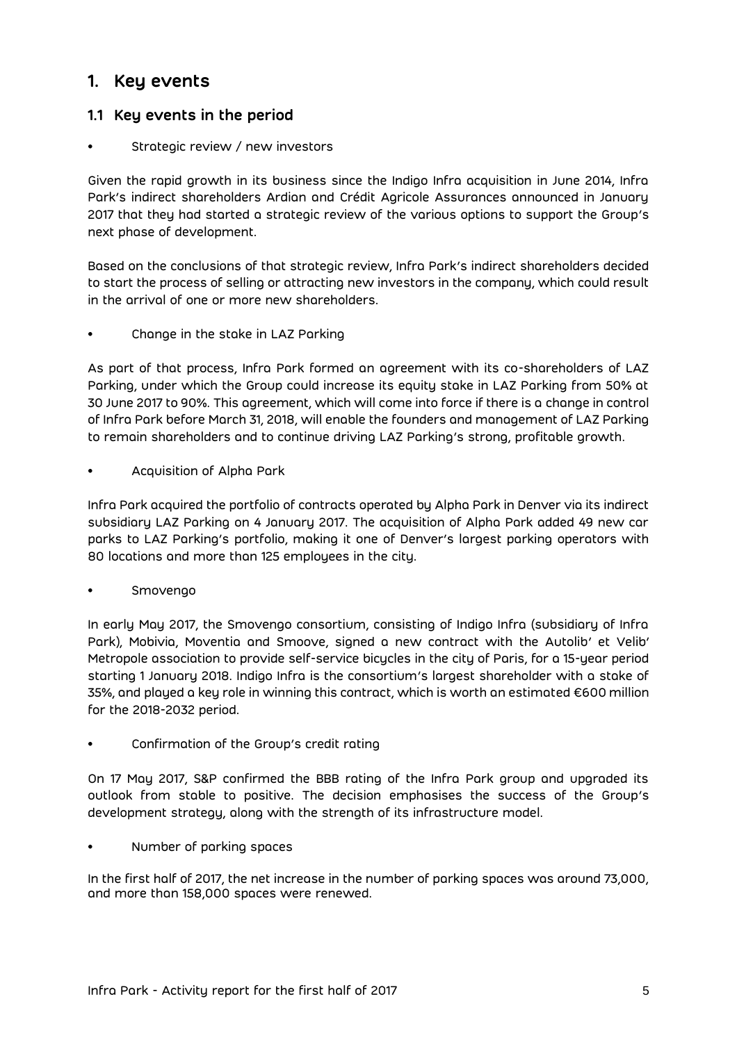# 1. Key events

## 1.1 Key events in the period

- Strategic review / new investors

Given the rapid growth in its business since the Indigo Infra acquisition in June 2014, Infra Park's indirect shareholders Ardian and Crédit Agricole Assurances announced in January 2017 that they had started a strategic review of the various options to support the Group's next phase of development.

Based on the conclusions of that strategic review, Infra Park's indirect shareholders decided to start the process of selling or attracting new investors in the company, which could result in the arrival of one or more new shareholders.

- Change in the stake in LAZ Parking

As part of that process, Infra Park formed an agreement with its co-shareholders of LAZ Parking, under which the Group could increase its equity stake in LAZ Parking from 50% at 30 June 2017 to 90%. This agreement, which will come into force if there is a change in control of Infra Park before March 31, 2018, will enable the founders and management of LAZ Parking to remain shareholders and to continue driving LAZ Parking's strong, profitable growth.

- Acquisition of Alpha Park

Infra Park acquired the portfolio of contracts operated by Alpha Park in Denver via its indirect subsidiary LAZ Parking on 4 January 2017. The acquisition of Alpha Park added 49 new car parks to LAZ Parking's portfolio, making it one of Denver's largest parking operators with 80 locations and more than 125 employees in the city.

- Smovengo

In early May 2017, the Smovengo consortium, consisting of Indigo Infra (subsidiary of Infra Park), Mobivia, Moventia and Smoove, signed a new contract with the Autolib' et Velib' Metropole association to provide self-service bicycles in the city of Paris, for a 15-year period starting 1 January 2018. Indigo Infra is the consortium's largest shareholder with a stake of 35%, and played a key role in winning this contract, which is worth an estimated €600 million for the 2018-2032 period.

- Confirmation of the Group's credit rating

On 17 May 2017, S&P confirmed the BBB rating of the Infra Park group and upgraded its outlook from stable to positive. The decision emphasises the success of the Group's development strategy, along with the strength of its infrastructure model.

- Number of parking spaces

In the first half of 2017, the net increase in the number of parking spaces was around 73,000, and more than 158,000 spaces were renewed.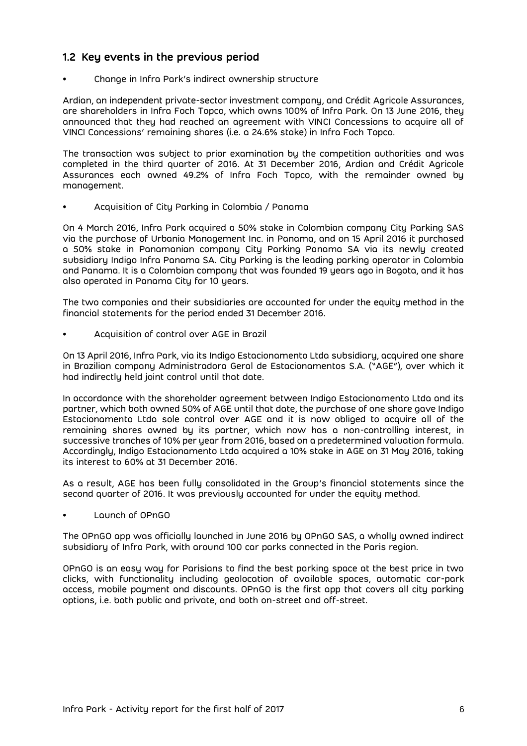## 1.2 Key events in the previous period

- Change in Infra Park's indirect ownership structure

Ardian, an independent private-sector investment company, and Crédit Agricole Assurances, are shareholders in Infra Foch Topco, which owns 100% of Infra Park. On 13 June 2016, they announced that they had reached an agreement with VINCI Concessions to acquire all of VINCI Concessions' remaining shares (i.e. a 24.6% stake) in Infra Foch Topco.

The transaction was subject to prior examination by the competition authorities and was completed in the third quarter of 2016. At 31 December 2016, Ardian and Crédit Agricole Assurances each owned 49.2% of Infra Foch Topco, with the remainder owned by management.

- Acquisition of City Parking in Colombia / Panama

On 4 March 2016, Infra Park acquired a 50% stake in Colombian company City Parking SAS via the purchase of Urbania Management Inc. in Panama, and on 15 April 2016 it purchased a 50% stake in Panamanian company City Parking Panama SA via its newly created subsidiary Indigo Infra Panama SA. City Parking is the leading parking operator in Colombia and Panama. It is a Colombian company that was founded 19 years ago in Bogota, and it has also operated in Panama City for 10 years.

The two companies and their subsidiaries are accounted for under the equity method in the financial statements for the period ended 31 December 2016.

- Acquisition of control over AGE in Brazil

On 13 April 2016, Infra Park, via its Indigo Estacionamento Ltda subsidiary, acquired one share in Brazilian company Administradora Geral de Estacionamentos S.A. ("AGE"), over which it had indirectly held joint control until that date.

In accordance with the shareholder agreement between Indigo Estacionamento Ltda and its partner, which both owned 50% of AGE until that date, the purchase of one share gave Indigo Estacionamento Ltda sole control over AGE and it is now obliged to acquire all of the remaining shares owned by its partner, which now has a non-controlling interest, in successive tranches of 10% per year from 2016, based on a predetermined valuation formula. Accordingly, Indigo Estacionamento Ltda acquired a 10% stake in AGE on 31 May 2016, taking its interest to 60% at 31 December 2016.

As a result, AGE has been fully consolidated in the Group's financial statements since the second quarter of 2016. It was previously accounted for under the equity method.

- Launch of OPnGO

The OPnGO app was officially launched in June 2016 by OPnGO SAS, a wholly owned indirect subsidiary of Infra Park, with around 100 car parks connected in the Paris region.

OPnGO is an easy way for Parisians to find the best parking space at the best price in two clicks, with functionality including geolocation of available spaces, automatic car-park access, mobile payment and discounts. OPnGO is the first app that covers all city parking options, i.e. both public and private, and both on-street and off-street.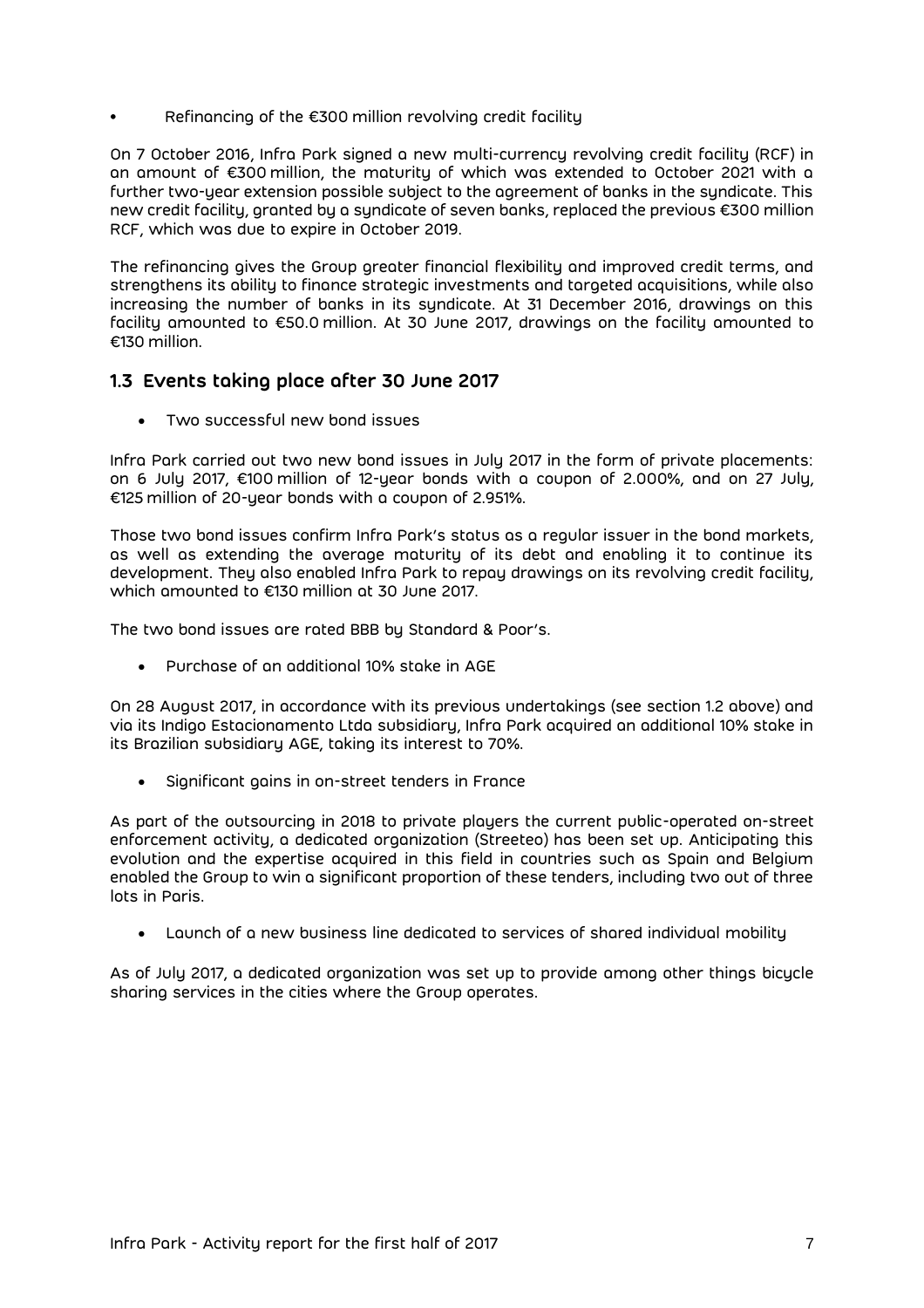- Refinancing of the €300 million revolving credit facility

On 7 October 2016, Infra Park signed a new multi-currency revolving credit facility (RCF) in an amount of €300 million, the maturity of which was extended to October 2021 with a further two-year extension possible subject to the agreement of banks in the syndicate. This new credit facility, granted by a syndicate of seven banks, replaced the previous €300 million RCF, which was due to expire in October 2019.

The refinancing gives the Group greater financial flexibility and improved credit terms, and strengthens its ability to finance strategic investments and targeted acquisitions, while also increasing the number of banks in its syndicate. At 31 December 2016, drawings on this facility amounted to €50.0 million. At 30 June 2017, drawings on the facility amounted to €130 million.

## 1.3 Events taking place after 30 June 2017

- Two successful new bond issues

Infra Park carried out two new bond issues in July 2017 in the form of private placements: on 6 July 2017, €100 million of 12-year bonds with a coupon of 2.000%, and on 27 July, €125 million of 20-year bonds with a coupon of 2.951%.

Those two bond issues confirm Infra Park's status as a regular issuer in the bond markets, as well as extending the average maturity of its debt and enabling it to continue its development. They also enabled Infra Park to repay drawings on its revolving credit facility, which amounted to €130 million at 30 June 2017.

The two bond issues are rated BBB by Standard & Poor's.

- Purchase of an additional 10% stake in AGE

On 28 August 2017, in accordance with its previous undertakings (see section 1.2 above) and via its Indigo Estacionamento Ltda subsidiary, Infra Park acquired an additional 10% stake in its Brazilian subsidiary AGE, taking its interest to 70%.

- Significant gains in on-street tenders in France

As part of the outsourcing in 2018 to private players the current public-operated on-street enforcement activity, a dedicated organization (Streeteo) has been set up. Anticipating this evolution and the expertise acquired in this field in countries such as Spain and Belgium enabled the Group to win a significant proportion of these tenders, including two out of three lots in Paris.

- Launch of a new business line dedicated to services of shared individual mobility

As of July 2017, a dedicated organization was set up to provide among other things bicycle sharing services in the cities where the Group operates.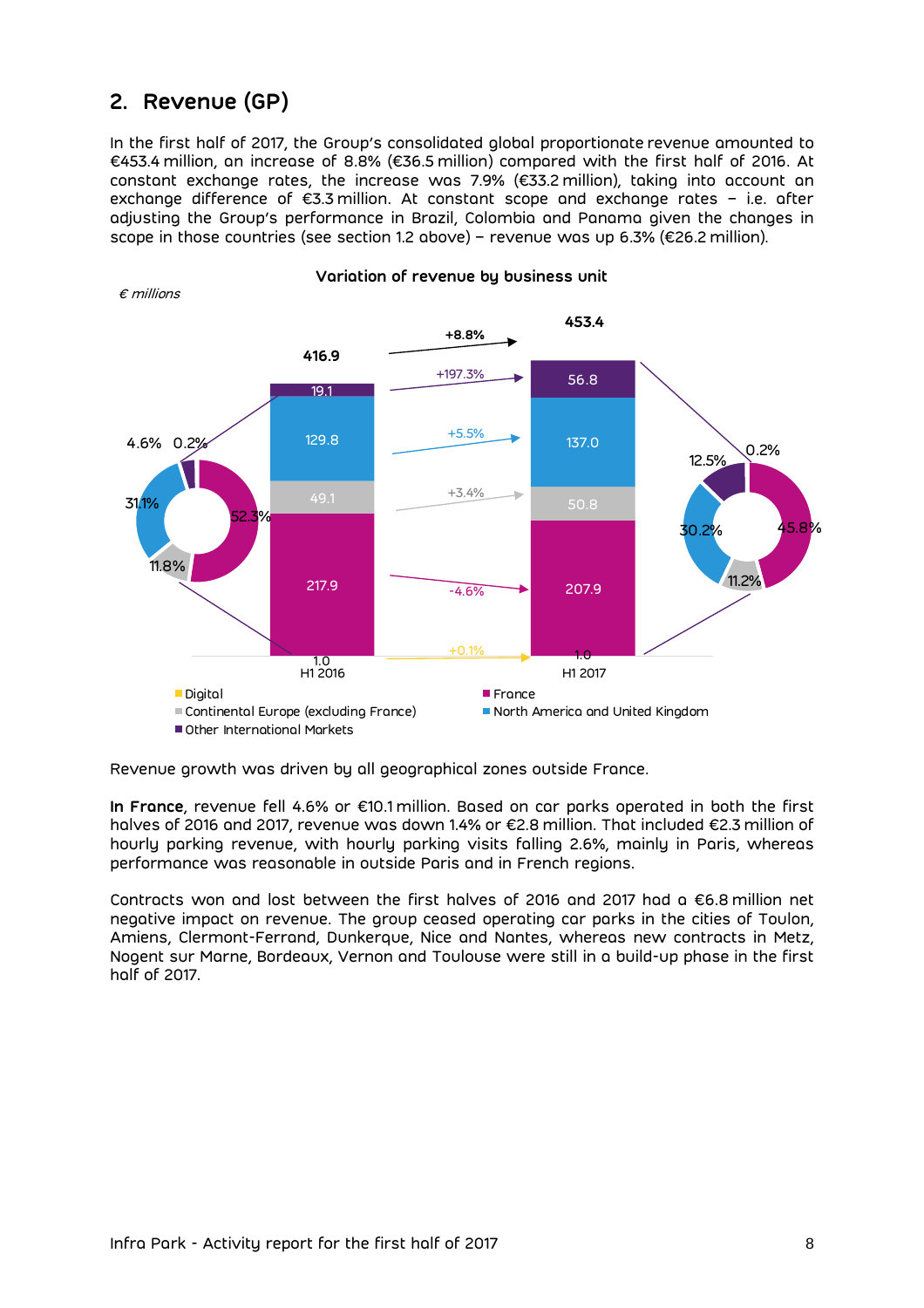## 2. Revenue (GP)

In the first half of 2017, the Group's consolidated global proportionate revenue amounted to €453.4 million, an increase of 8.8% (€36.5 million) compared with the first half of 2016. At constant exchange rates, the increase was 7.9% (€33.2 million), taking into account an exchange difference of €3.3 million. At constant scope and exchange rates – i.e. after adjusting the Group's performance in Brazil, Colombia and Panama given the changes in scope in those countries (see section 1.2 above) – revenue was up 6.3% (€26.2 million).

**Variation of revenue by business unit**

*€ millions*

| Business unit | H1 2016 | Variation | H1 2017 |
|---|---|---|---|
| Digital | 1.0 | +0.1% | 1.0 |
| France | 217.9 | -4.6% | 207.9 |
| Continental Europe (excluding France) | 49.1 | +3.4% | 50.8 |
| North America and United Kingdom | 129.8 | +5.5% | 137.0 |
| Other International Markets | 19.1 | +197.3% | 56.8 |
| Total | 416.9 | +8.8% | 453.4 |

| Business unit | H1 2016 share | H1 2017 share |
|---|---|---|
| Digital | 0.2% | 0.2% |
| France | 52.3% | 45.8% |
| Continental Europe (excluding France) | 11.8% | 11.2% |
| North America and United Kingdom | 31.1% | 30.2% |
| Other International Markets | 4.6% | 12.5% |

Revenue growth was driven by all geographical zones outside France.

**In France**, revenue fell 4.6% or €10.1 million. Based on car parks operated in both the first halves of 2016 and 2017, revenue was down 1.4% or €2.8 million. That included €2.3 million of hourly parking revenue, with hourly parking visits falling 2.6%, mainly in Paris, whereas performance was reasonable in outside Paris and in French regions.

Contracts won and lost between the first halves of 2016 and 2017 had a €6.8 million net negative impact on revenue. The group ceased operating car parks in the cities of Toulon, Amiens, Clermont-Ferrand, Dunkerque, Nice and Nantes, whereas new contracts in Metz, Nogent sur Marne, Bordeaux, Vernon and Toulouse were still in a build-up phase in the first half of 2017.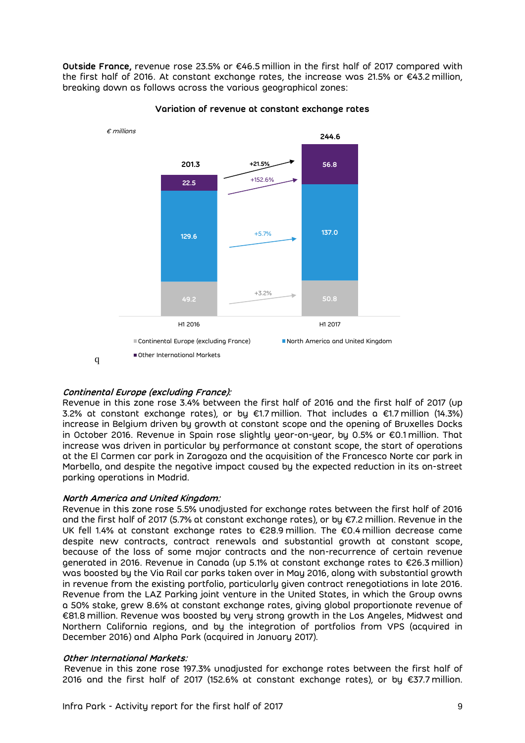**Outside France,** revenue rose 23.5% or €46.5 million in the first half of 2017 compared with the first half of 2016. At constant exchange rates, the increase was 21.5% or €43.2 million, breaking down as follows across the various geographical zones:

**Variation of revenue at constant exchange rates**

*€ millions*

| | H1 2016 | Variation | H1 2017 |
|---|---|---|---|
| Continental Europe (excluding France) | 49.2 | +3.2% | 50.8 |
| North America and United Kingdom | 129.6 | +5.7% | 137.0 |
| Other International Markets | 22.5 | +152.6% | 56.8 |
| **Total** | **201.3** | **+21.5%** | **244.6** |

q

***Continental Europe (excluding France):***
Revenue in this zone rose 3.4% between the first half of 2016 and the first half of 2017 (up 3.2% at constant exchange rates), or by €1.7 million. That includes a €1.7 million (14.3%) increase in Belgium driven by growth at constant scope and the opening of Bruxelles Docks in October 2016. Revenue in Spain rose slightly year-on-year, by 0.5% or €0.1 million. That increase was driven in particular by performance at constant scope, the start of operations at the El Carmen car park in Zaragoza and the acquisition of the Francesco Norte car park in Marbella, and despite the negative impact caused by the expected reduction in its on-street parking operations in Madrid.

***North America and United Kingdom:***
Revenue in this zone rose 5.5% unadjusted for exchange rates between the first half of 2016 and the first half of 2017 (5.7% at constant exchange rates), or by €7.2 million. Revenue in the UK fell 1.4% at constant exchange rates to €28.9 million. The €0.4 million decrease came despite new contracts, contract renewals and substantial growth at constant scope, because of the loss of some major contracts and the non-recurrence of certain revenue generated in 2016. Revenue in Canada (up 5.1% at constant exchange rates to €26.3 million) was boosted by the Via Rail car parks taken over in May 2016, along with substantial growth in revenue from the existing portfolio, particularly given contract renegotiations in late 2016. Revenue from the LAZ Parking joint venture in the United States, in which the Group owns a 50% stake, grew 8.6% at constant exchange rates, giving global proportionate revenue of €81.8 million. Revenue was boosted by very strong growth in the Los Angeles, Midwest and Northern California regions, and by the integration of portfolios from VPS (acquired in December 2016) and Alpha Park (acquired in January 2017).

***Other International Markets:***
Revenue in this zone rose 197.3% unadjusted for exchange rates between the first half of 2016 and the first half of 2017 (152.6% at constant exchange rates), or by €37.7 million.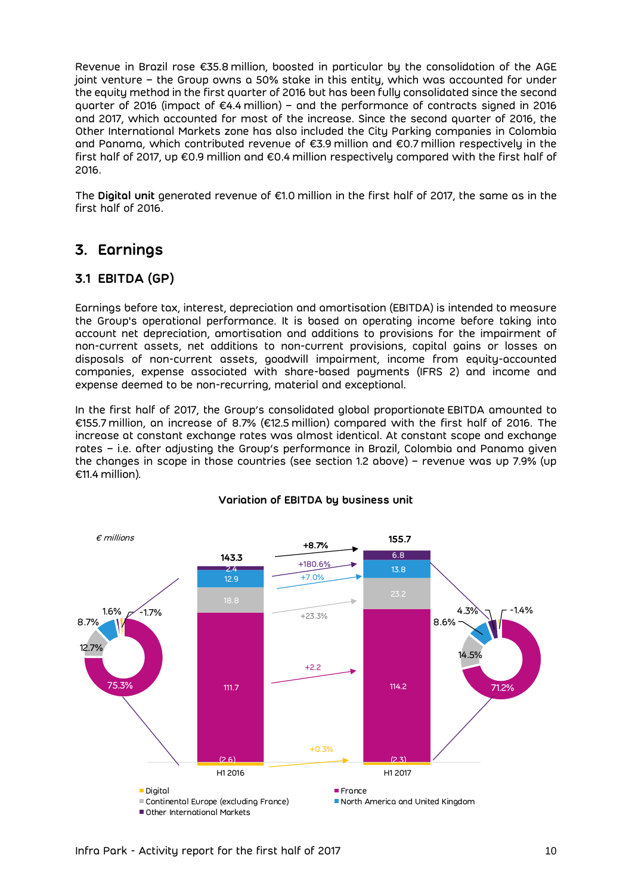Revenue in Brazil rose €35.8 million, boosted in particular by the consolidation of the AGE joint venture – the Group owns a 50% stake in this entity, which was accounted for under the equity method in the first quarter of 2016 but has been fully consolidated since the second quarter of 2016 (impact of €4.4 million) – and the performance of contracts signed in 2016 and 2017, which accounted for most of the increase. Since the second quarter of 2016, the Other International Markets zone has also included the City Parking companies in Colombia and Panama, which contributed revenue of €3.9 million and €0.7 million respectively in the first half of 2017, up €0.9 million and €0.4 million respectively compared with the first half of 2016.

The **Digital unit** generated revenue of €1.0 million in the first half of 2017, the same as in the first half of 2016.

## 3. Earnings

### 3.1 EBITDA (GP)

Earnings before tax, interest, depreciation and amortisation (EBITDA) is intended to measure the Group's operational performance. It is based on operating income before taking into account net depreciation, amortisation and additions to provisions for the impairment of non-current assets, net additions to non-current provisions, capital gains or losses on disposals of non-current assets, goodwill impairment, income from equity-accounted companies, expense associated with share-based payments (IFRS 2) and income and expense deemed to be non-recurring, material and exceptional.

In the first half of 2017, the Group's consolidated global proportionate EBITDA amounted to €155.7 million, an increase of 8.7% (€12.5 million) compared with the first half of 2016. The increase at constant exchange rates was almost identical. At constant scope and exchange rates – i.e. after adjusting the Group's performance in Brazil, Colombia and Panama given the changes in scope in those countries (see section 1.2 above) – revenue was up 7.9% (up €11.4 million).

**Variation of EBITDA by business unit**

*€ millions*

| Business unit | H1 2016 | H1 2017 | Change |
|---|---|---|---|
| Digital | (2.6) | (2.3) | +0.3% |
| France | 111.7 | 114.2 | +2.2 |
| Continental Europe (excluding France) | 18.8 | 23.2 | +23.3% |
| North America and United Kingdom | 12.9 | 13.8 | +7.0% |
| Other International Markets | 2.4 | 6.8 | +180.6% |
| **Total** | **143.3** | **155.7** | **+8.7%** |

| Share of EBITDA | H1 2016 | H1 2017 |
|---|---|---|
| France | 75.3% | 71.2% |
| Continental Europe (excluding France) | 12.7% | 14.5% |
| North America and United Kingdom | 8.7% | 8.6% |
| Other International Markets | 1.6% | 4.3% |
| Digital | -1.7% | -1.4% |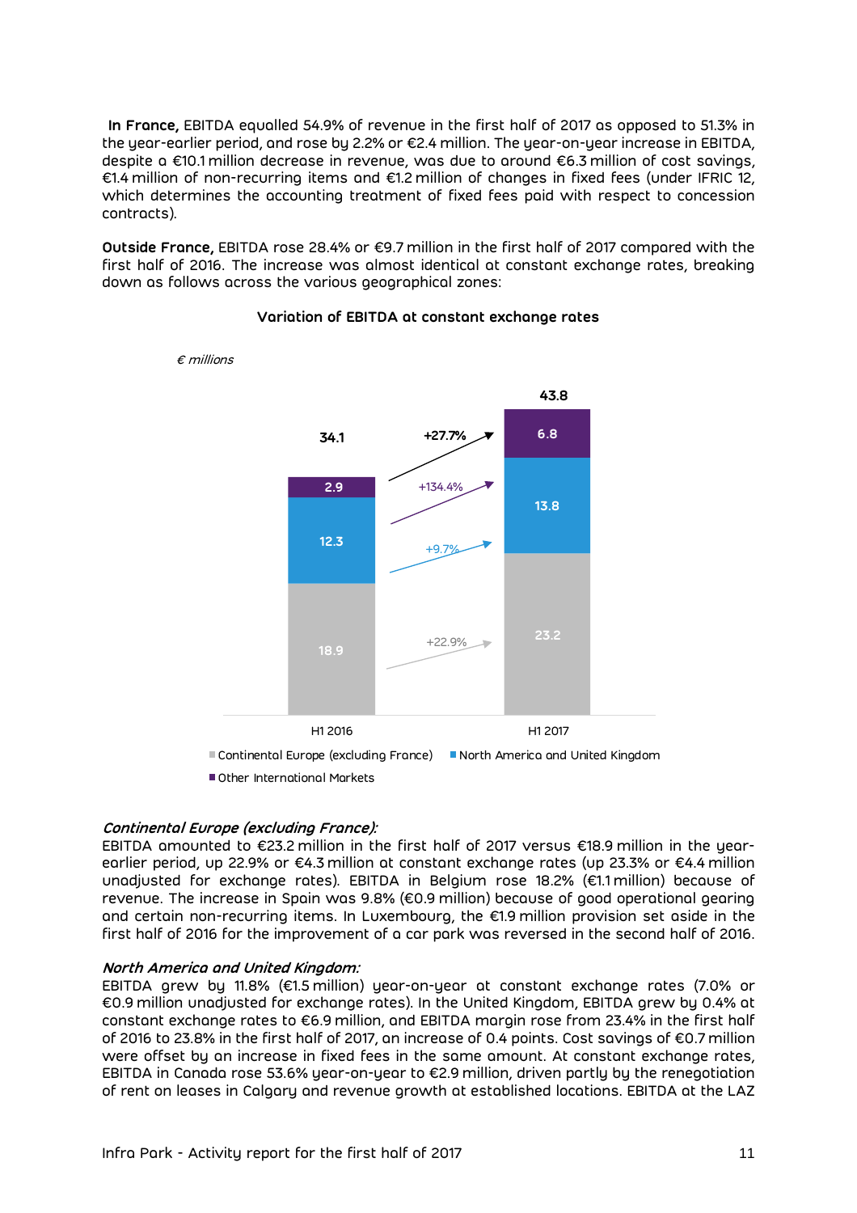**In France,** EBITDA equalled 54.9% of revenue in the first half of 2017 as opposed to 51.3% in the year-earlier period, and rose by 2.2% or €2.4 million. The year-on-year increase in EBITDA, despite a €10.1 million decrease in revenue, was due to around €6.3 million of cost savings, €1.4 million of non-recurring items and €1.2 million of changes in fixed fees (under IFRIC 12, which determines the accounting treatment of fixed fees paid with respect to concession contracts).

**Outside France,** EBITDA rose 28.4% or €9.7 million in the first half of 2017 compared with the first half of 2016. The increase was almost identical at constant exchange rates, breaking down as follows across the various geographical zones:

**Variation of EBITDA at constant exchange rates**

*€ millions*

| | H1 2016 | H1 2017 | Variation |
|---|---|---|---|
| Continental Europe (excluding France) | 18.9 | 23.2 | +22.9% |
| North America and United Kingdom | 12.3 | 13.8 | +9.7% |
| Other International Markets | 2.9 | 6.8 | +134.4% |
| Total | 34.1 | 43.8 | +27.7% |

***Continental Europe (excluding France):***
EBITDA amounted to €23.2 million in the first half of 2017 versus €18.9 million in the year-earlier period, up 22.9% or €4.3 million at constant exchange rates (up 23.3% or €4.4 million unadjusted for exchange rates). EBITDA in Belgium rose 18.2% (€1.1 million) because of revenue. The increase in Spain was 9.8% (€0.9 million) because of good operational gearing and certain non-recurring items. In Luxembourg, the €1.9 million provision set aside in the first half of 2016 for the improvement of a car park was reversed in the second half of 2016.

***North America and United Kingdom:***
EBITDA grew by 11.8% (€1.5 million) year-on-year at constant exchange rates (7.0% or €0.9 million unadjusted for exchange rates). In the United Kingdom, EBITDA grew by 0.4% at constant exchange rates to €6.9 million, and EBITDA margin rose from 23.4% in the first half of 2016 to 23.8% in the first half of 2017, an increase of 0.4 points. Cost savings of €0.7 million were offset by an increase in fixed fees in the same amount. At constant exchange rates, EBITDA in Canada rose 53.6% year-on-year to €2.9 million, driven partly by the renegotiation of rent on leases in Calgary and revenue growth at established locations. EBITDA at the LAZ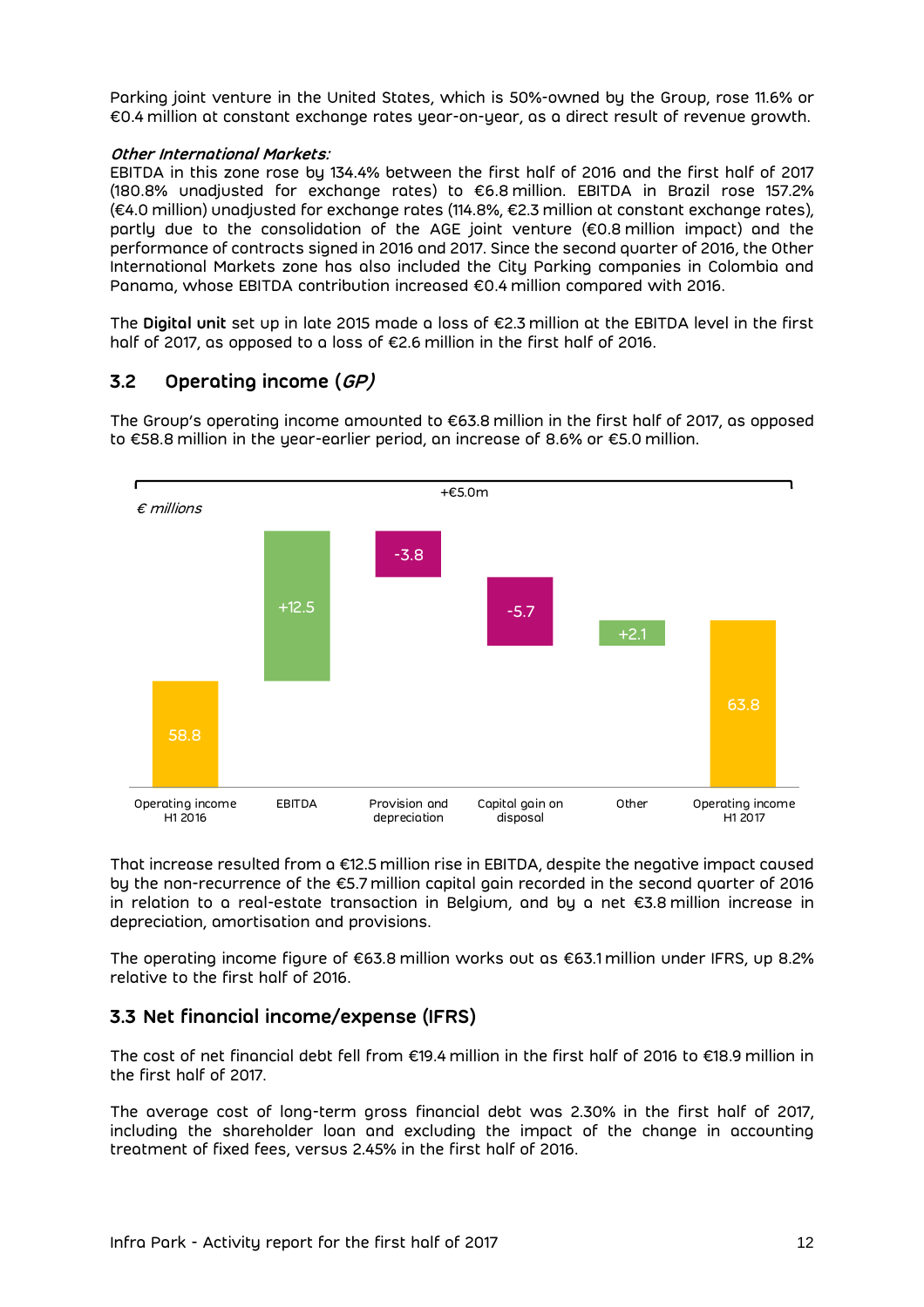Parking joint venture in the United States, which is 50%-owned by the Group, rose 11.6% or €0.4 million at constant exchange rates year-on-year, as a direct result of revenue growth.

***Other International Markets:***
EBITDA in this zone rose by 134.4% between the first half of 2016 and the first half of 2017 (180.8% unadjusted for exchange rates) to €6.8 million. EBITDA in Brazil rose 157.2% (€4.0 million) unadjusted for exchange rates (114.8%, €2.3 million at constant exchange rates), partly due to the consolidation of the AGE joint venture (€0.8 million impact) and the performance of contracts signed in 2016 and 2017. Since the second quarter of 2016, the Other International Markets zone has also included the City Parking companies in Colombia and Panama, whose EBITDA contribution increased €0.4 million compared with 2016.

The **Digital unit** set up in late 2015 made a loss of €2.3 million at the EBITDA level in the first half of 2017, as opposed to a loss of €2.6 million in the first half of 2016.

## 3.2 Operating income (*GP*)

The Group's operating income amounted to €63.8 million in the first half of 2017, as opposed to €58.8 million in the year-earlier period, an increase of 8.6% or €5.0 million.

*€ millions*

+€5.0m

| Operating income H1 2016 | EBITDA | Provision and depreciation | Capital gain on disposal | Other | Operating income H1 2017 |
|---|---|---|---|---|---|
| 58.8 | +12.5 | -3.8 | -5.7 | +2.1 | 63.8 |

That increase resulted from a €12.5 million rise in EBITDA, despite the negative impact caused by the non-recurrence of the €5.7 million capital gain recorded in the second quarter of 2016 in relation to a real-estate transaction in Belgium, and by a net €3.8 million increase in depreciation, amortisation and provisions.

The operating income figure of €63.8 million works out as €63.1 million under IFRS, up 8.2% relative to the first half of 2016.

## 3.3 Net financial income/expense (IFRS)

The cost of net financial debt fell from €19.4 million in the first half of 2016 to €18.9 million in the first half of 2017.

The average cost of long-term gross financial debt was 2.30% in the first half of 2017, including the shareholder loan and excluding the impact of the change in accounting treatment of fixed fees, versus 2.45% in the first half of 2016.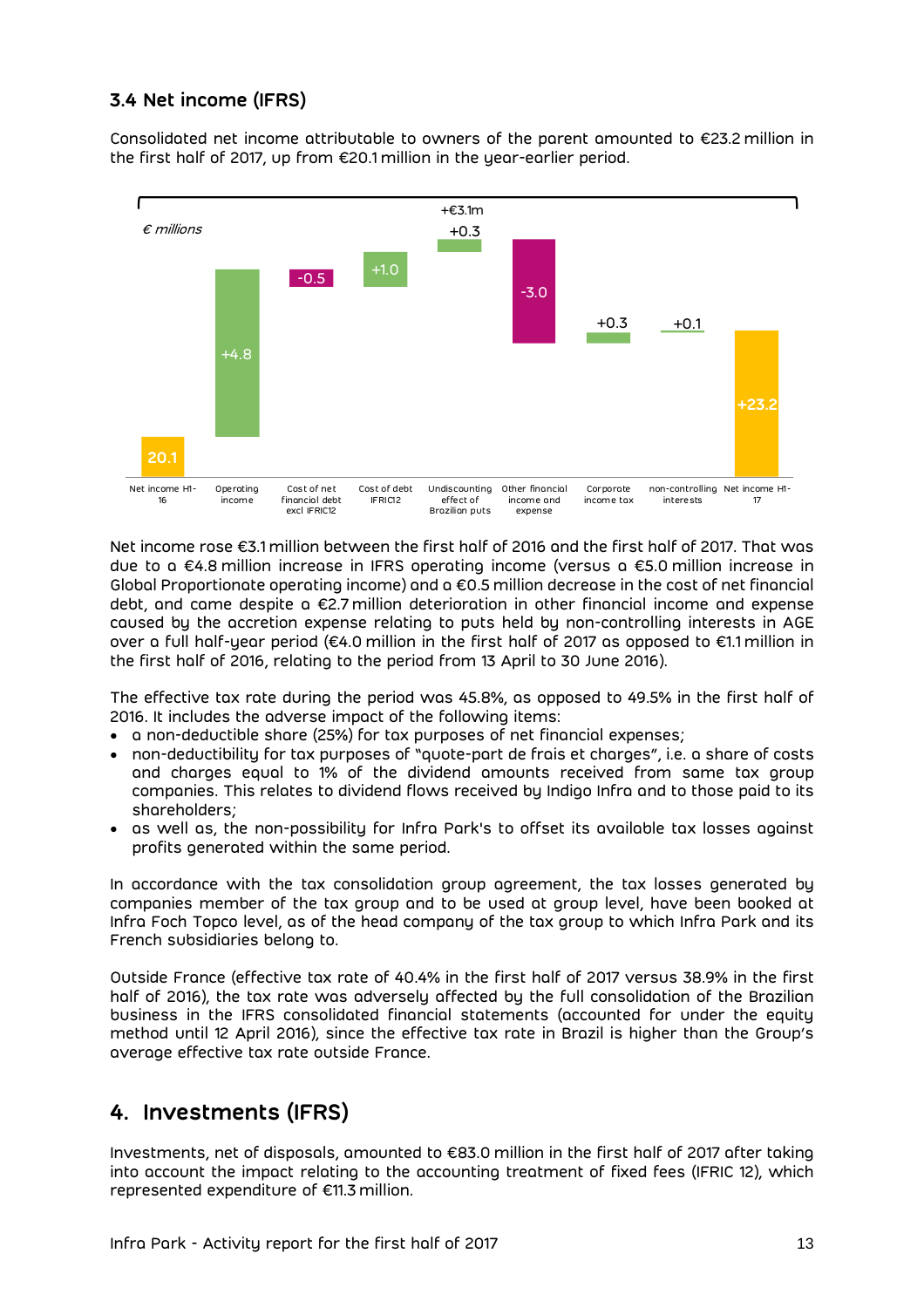### 3.4 Net income (IFRS)

Consolidated net income attributable to owners of the parent amounted to €23.2 million in the first half of 2017, up from €20.1 million in the year-earlier period.

*€ millions* — +€3.1m

| Net income H1-16 | Operating income | Cost of net financial debt excl IFRIC12 | Cost of debt IFRIC12 | Undiscounting effect of Brazilian puts | Other financial income and expense | Corporate income tax | non-controlling interests | Net income H1-17 |
|---|---|---|---|---|---|---|---|---|
| 20.1 | +4.8 | -0.5 | +1.0 | +0.3 | -3.0 | +0.3 | +0.1 | +23.2 |

Net income rose €3.1 million between the first half of 2016 and the first half of 2017. That was due to a €4.8 million increase in IFRS operating income (versus a €5.0 million increase in Global Proportionate operating income) and a €0.5 million decrease in the cost of net financial debt, and came despite a €2.7 million deterioration in other financial income and expense caused by the accretion expense relating to puts held by non-controlling interests in AGE over a full half-year period (€4.0 million in the first half of 2017 as opposed to €1.1 million in the first half of 2016, relating to the period from 13 April to 30 June 2016).

The effective tax rate during the period was 45.8%, as opposed to 49.5% in the first half of 2016. It includes the adverse impact of the following items:

- a non-deductible share (25%) for tax purposes of net financial expenses;
- non-deductibility for tax purposes of "quote-part de frais et charges", i.e. a share of costs and charges equal to 1% of the dividend amounts received from same tax group companies. This relates to dividend flows received by Indigo Infra and to those paid to its shareholders;
- as well as, the non-possibility for Infra Park's to offset its available tax losses against profits generated within the same period.

In accordance with the tax consolidation group agreement, the tax losses generated by companies member of the tax group and to be used at group level, have been booked at Infra Foch Topco level, as of the head company of the tax group to which Infra Park and its French subsidiaries belong to.

Outside France (effective tax rate of 40.4% in the first half of 2017 versus 38.9% in the first half of 2016), the tax rate was adversely affected by the full consolidation of the Brazilian business in the IFRS consolidated financial statements (accounted for under the equity method until 12 April 2016), since the effective tax rate in Brazil is higher than the Group's average effective tax rate outside France.

## 4. Investments (IFRS)

Investments, net of disposals, amounted to €83.0 million in the first half of 2017 after taking into account the impact relating to the accounting treatment of fixed fees (IFRIC 12), which represented expenditure of €11.3 million.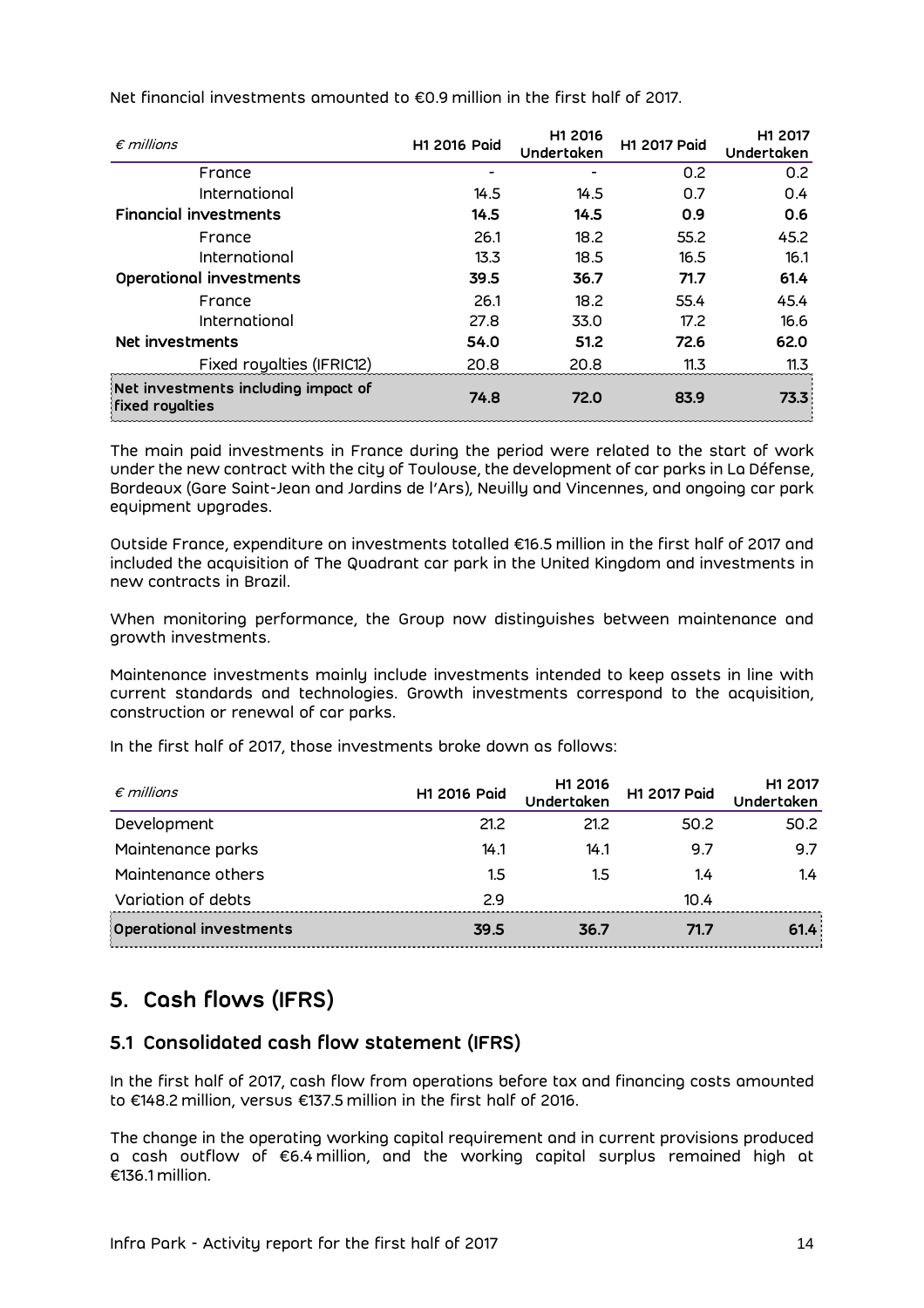Net financial investments amounted to €0.9 million in the first half of 2017.

| *€ millions* | H1 2016 Paid | H1 2016 Undertaken | H1 2017 Paid | H1 2017 Undertaken |
|---|---|---|---|---|
| France | - | - | 0.2 | 0.2 |
| International | 14.5 | 14.5 | 0.7 | 0.4 |
| **Financial investments** | **14.5** | **14.5** | **0.9** | **0.6** |
| France | 26.1 | 18.2 | 55.2 | 45.2 |
| International | 13.3 | 18.5 | 16.5 | 16.1 |
| **Operational investments** | **39.5** | **36.7** | **71.7** | **61.4** |
| France | 26.1 | 18.2 | 55.4 | 45.4 |
| International | 27.8 | 33.0 | 17.2 | 16.6 |
| **Net investments** | **54.0** | **51.2** | **72.6** | **62.0** |
| Fixed royalties (IFRIC12) | 20.8 | 20.8 | 11.3 | 11.3 |
| **Net investments including impact of fixed royalties** | **74.8** | **72.0** | **83.9** | **73.3** |

The main paid investments in France during the period were related to the start of work under the new contract with the city of Toulouse, the development of car parks in La Défense, Bordeaux (Gare Saint-Jean and Jardins de l'Ars), Neuilly and Vincennes, and ongoing car park equipment upgrades.

Outside France, expenditure on investments totalled €16.5 million in the first half of 2017 and included the acquisition of The Quadrant car park in the United Kingdom and investments in new contracts in Brazil.

When monitoring performance, the Group now distinguishes between maintenance and growth investments.

Maintenance investments mainly include investments intended to keep assets in line with current standards and technologies. Growth investments correspond to the acquisition, construction or renewal of car parks.

In the first half of 2017, those investments broke down as follows:

| *€ millions* | H1 2016 Paid | H1 2016 Undertaken | H1 2017 Paid | H1 2017 Undertaken |
|---|---|---|---|---|
| Development | 21.2 | 21.2 | 50.2 | 50.2 |
| Maintenance parks | 14.1 | 14.1 | 9.7 | 9.7 |
| Maintenance others | 1.5 | 1.5 | 1.4 | 1.4 |
| Variation of debts | 2.9 | | 10.4 | |
| **Operational investments** | **39.5** | **36.7** | **71.7** | **61.4** |

# 5. Cash flows (IFRS)

## 5.1 Consolidated cash flow statement (IFRS)

In the first half of 2017, cash flow from operations before tax and financing costs amounted to €148.2 million, versus €137.5 million in the first half of 2016.

The change in the operating working capital requirement and in current provisions produced a cash outflow of €6.4 million, and the working capital surplus remained high at €136.1 million.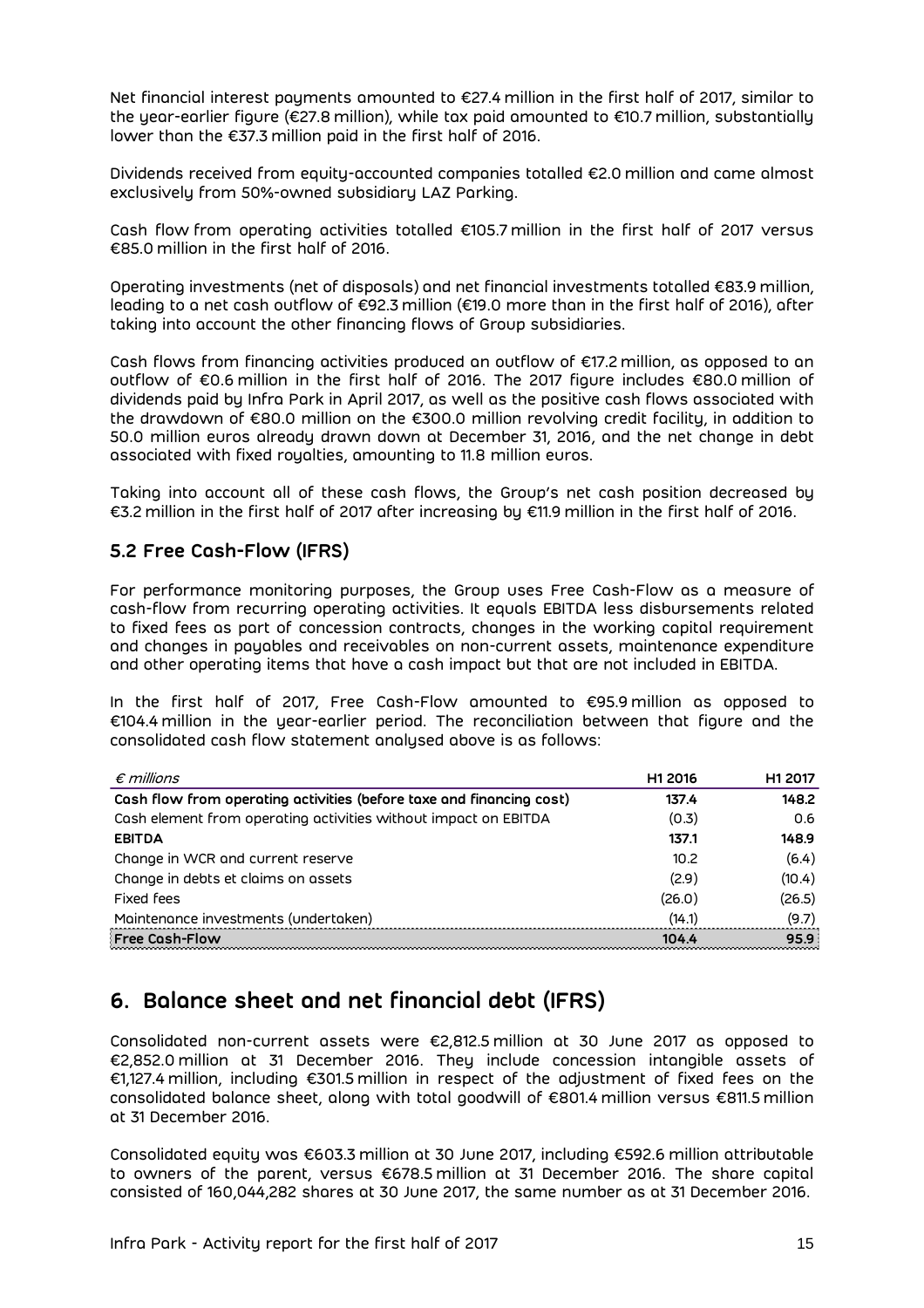Net financial interest payments amounted to €27.4 million in the first half of 2017, similar to the year-earlier figure (€27.8 million), while tax paid amounted to €10.7 million, substantially lower than the €37.3 million paid in the first half of 2016.

Dividends received from equity-accounted companies totalled €2.0 million and came almost exclusively from 50%-owned subsidiary LAZ Parking.

Cash flow from operating activities totalled €105.7 million in the first half of 2017 versus €85.0 million in the first half of 2016.

Operating investments (net of disposals) and net financial investments totalled €83.9 million, leading to a net cash outflow of €92.3 million (€19.0 more than in the first half of 2016), after taking into account the other financing flows of Group subsidiaries.

Cash flows from financing activities produced an outflow of €17.2 million, as opposed to an outflow of €0.6 million in the first half of 2016. The 2017 figure includes €80.0 million of dividends paid by Infra Park in April 2017, as well as the positive cash flows associated with the drawdown of €80.0 million on the €300.0 million revolving credit facility, in addition to 50.0 million euros already drawn down at December 31, 2016, and the net change in debt associated with fixed royalties, amounting to 11.8 million euros.

Taking into account all of these cash flows, the Group's net cash position decreased by €3.2 million in the first half of 2017 after increasing by €11.9 million in the first half of 2016.

## 5.2 Free Cash-Flow (IFRS)

For performance monitoring purposes, the Group uses Free Cash-Flow as a measure of cash-flow from recurring operating activities. It equals EBITDA less disbursements related to fixed fees as part of concession contracts, changes in the working capital requirement and changes in payables and receivables on non-current assets, maintenance expenditure and other operating items that have a cash impact but that are not included in EBITDA.

In the first half of 2017, Free Cash-Flow amounted to €95.9 million as opposed to €104.4 million in the year-earlier period. The reconciliation between that figure and the consolidated cash flow statement analysed above is as follows:

| *€ millions* | H1 2016 | H1 2017 |
|---|---|---|
| **Cash flow from operating activities (before taxe and financing cost)** | **137.4** | **148.2** |
| Cash element from operating activities without impact on EBITDA | (0.3) | 0.6 |
| **EBITDA** | **137.1** | **148.9** |
| Change in WCR and current reserve | 10.2 | (6.4) |
| Change in debts et claims on assets | (2.9) | (10.4) |
| Fixed fees | (26.0) | (26.5) |
| Maintenance investments (undertaken) | (14.1) | (9.7) |
| **Free Cash-Flow** | **104.4** | **95.9** |

# 6. Balance sheet and net financial debt (IFRS)

Consolidated non-current assets were €2,812.5 million at 30 June 2017 as opposed to €2,852.0 million at 31 December 2016. They include concession intangible assets of €1,127.4 million, including €301.5 million in respect of the adjustment of fixed fees on the consolidated balance sheet, along with total goodwill of €801.4 million versus €811.5 million at 31 December 2016.

Consolidated equity was €603.3 million at 30 June 2017, including €592.6 million attributable to owners of the parent, versus €678.5 million at 31 December 2016. The share capital consisted of 160,044,282 shares at 30 June 2017, the same number as at 31 December 2016.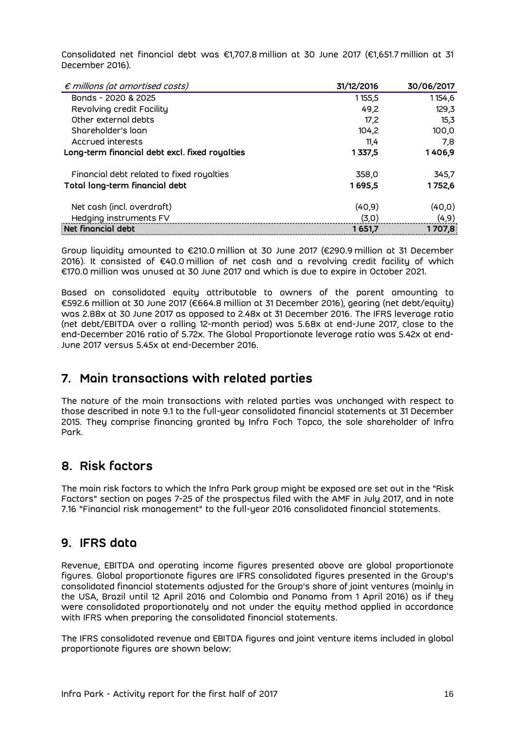Consolidated net financial debt was €1,707.8 million at 30 June 2017 (€1,651.7 million at 31 December 2016).

| *€ millions (at amortised costs)* | **31/12/2016** | **30/06/2017** |
|---|---|---|
| Bonds - 2020 & 2025 | 1 155,5 | 1 154,6 |
| Revolving credit Facility | 49,2 | 129,3 |
| Other external debts | 17,2 | 15,3 |
| Shareholder's loan | 104,2 | 100,0 |
| Accrued interests | 11,4 | 7,8 |
| **Long-term financial debt excl. fixed royalties** | **1 337,5** | **1 406,9** |
| Financial debt related to fixed royalties | 358,0 | 345,7 |
| **Total long-term financial debt** | **1 695,5** | **1 752,6** |
| Net cash (incl. overdraft) | (40,9) | (40,0) |
| Hedging instruments FV | (3,0) | (4,9) |
| **Net financial debt** | **1 651,7** | **1 707,8** |

Group liquidity amounted to €210.0 million at 30 June 2017 (€290.9 million at 31 December 2016). It consisted of €40.0 million of net cash and a revolving credit facility of which €170.0 million was unused at 30 June 2017 and which is due to expire in October 2021.

Based on consolidated equity attributable to owners of the parent amounting to €592.6 million at 30 June 2017 (€664.8 million at 31 December 2016), gearing (net debt/equity) was 2.88x at 30 June 2017 as opposed to 2.48x at 31 December 2016. The IFRS leverage ratio (net debt/EBITDA over a rolling 12-month period) was 5.68x at end-June 2017, close to the end-December 2016 ratio of 5.72x. The Global Proportionate leverage ratio was 5.42x at end-June 2017 versus 5.45x at end-December 2016.

## 7. Main transactions with related parties

The nature of the main transactions with related parties was unchanged with respect to those described in note 9.1 to the full-year consolidated financial statements at 31 December 2015. They comprise financing granted by Infra Foch Topco, the sole shareholder of Infra Park.

## 8. Risk factors

The main risk factors to which the Infra Park group might be exposed are set out in the "Risk Factors" section on pages 7-25 of the prospectus filed with the AMF in July 2017, and in note 7.16 "Financial risk management" to the full-year 2016 consolidated financial statements.

## 9. IFRS data

Revenue, EBITDA and operating income figures presented above are global proportionate figures. Global proportionate figures are IFRS consolidated figures presented in the Group's consolidated financial statements adjusted for the Group's share of joint ventures (mainly in the USA, Brazil until 12 April 2016 and Colombia and Panama from 1 April 2016) as if they were consolidated proportionately and not under the equity method applied in accordance with IFRS when preparing the consolidated financial statements.

The IFRS consolidated revenue and EBITDA figures and joint venture items included in global proportionate figures are shown below: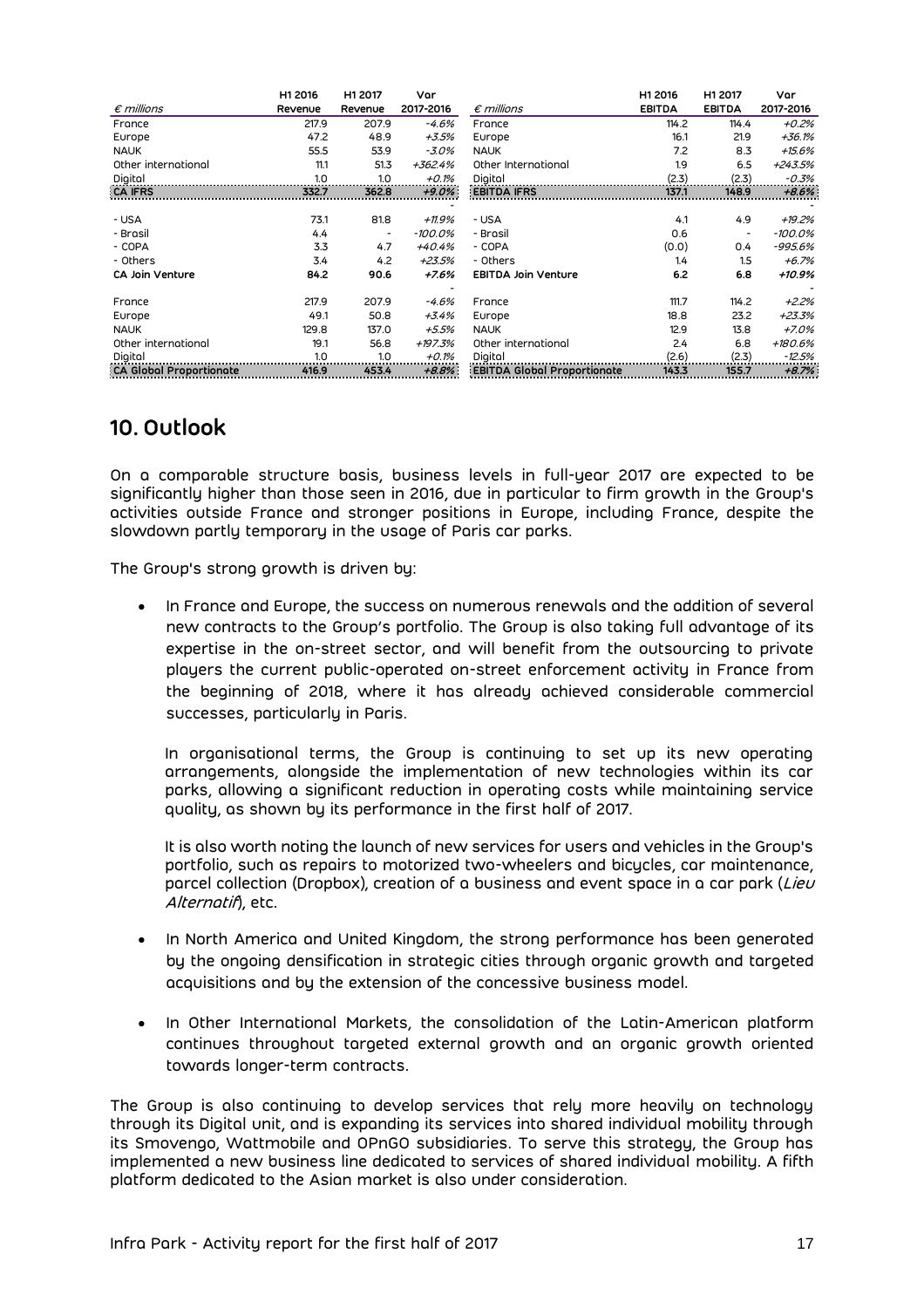| € millions | H1 2016 Revenue | H1 2017 Revenue | Var 2017-2016 |
|---|---|---|---|
| France | 217.9 | 207.9 | -4.6% |
| Europe | 47.2 | 48.9 | +3.5% |
| NAUK | 55.5 | 53.9 | -3.0% |
| Other international | 11.1 | 51.3 | +362.4% |
| Digital | 1.0 | 1.0 | +0.1% |
| **CA IFRS** | **332.7** | **362.8** | **+9.0%** |
| - USA | 73.1 | 81.8 | +11.9% |
| - Brasil | 4.4 | - | -100.0% |
| - COPA | 3.3 | 4.7 | +40.4% |
| - Others | 3.4 | 4.2 | +23.5% |
| **CA Join Venture** | **84.2** | **90.6** | **+7.6%** |
| France | 217.9 | 207.9 | -4.6% |
| Europe | 49.1 | 50.8 | +3.4% |
| NAUK | 129.8 | 137.0 | +5.5% |
| Other international | 19.1 | 56.8 | +197.3% |
| Digital | 1.0 | 1.0 | +0.1% |
| **CA Global Proportionate** | **416.9** | **453.4** | **+8.8%** |

| € millions | H1 2016 EBITDA | H1 2017 EBITDA | Var 2017-2016 |
|---|---|---|---|
| France | 114.2 | 114.4 | +0.2% |
| Europe | 16.1 | 21.9 | +36.1% |
| NAUK | 7.2 | 8.3 | +15.6% |
| Other International | 1.9 | 6.5 | +243.5% |
| Digital | (2.3) | (2.3) | -0.3% |
| **EBITDA IFRS** | **137.1** | **148.9** | **+8.6%** |
| - USA | 4.1 | 4.9 | +19.2% |
| - Brasil | 0.6 | - | -100.0% |
| - COPA | (0.0) | 0.4 | -995.6% |
| - Others | 1.4 | 1.5 | +6.7% |
| **EBITDA Join Venture** | **6.2** | **6.8** | **+10.9%** |
| France | 111.7 | 114.2 | +2.2% |
| Europe | 18.8 | 23.2 | +23.3% |
| NAUK | 12.9 | 13.8 | +7.0% |
| Other international | 2.4 | 6.8 | +180.6% |
| Digital | (2.6) | (2.3) | -12.5% |
| **EBITDA Global Proportionate** | **143.3** | **155.7** | **+8.7%** |

## 10. Outlook

On a comparable structure basis, business levels in full-year 2017 are expected to be significantly higher than those seen in 2016, due in particular to firm growth in the Group's activities outside France and stronger positions in Europe, including France, despite the slowdown partly temporary in the usage of Paris car parks.

The Group's strong growth is driven by:

- In France and Europe, the success on numerous renewals and the addition of several new contracts to the Group's portfolio. The Group is also taking full advantage of its expertise in the on-street sector, and will benefit from the outsourcing to private players the current public-operated on-street enforcement activity in France from the beginning of 2018, where it has already achieved considerable commercial successes, particularly in Paris.

  In organisational terms, the Group is continuing to set up its new operating arrangements, alongside the implementation of new technologies within its car parks, allowing a significant reduction in operating costs while maintaining service quality, as shown by its performance in the first half of 2017.

  It is also worth noting the launch of new services for users and vehicles in the Group's portfolio, such as repairs to motorized two-wheelers and bicycles, car maintenance, parcel collection (Dropbox), creation of a business and event space in a car park (*Lieu Alternatif*), etc.

- In North America and United Kingdom, the strong performance has been generated by the ongoing densification in strategic cities through organic growth and targeted acquisitions and by the extension of the concessive business model.

- In Other International Markets, the consolidation of the Latin-American platform continues throughout targeted external growth and an organic growth oriented towards longer-term contracts.

The Group is also continuing to develop services that rely more heavily on technology through its Digital unit, and is expanding its services into shared individual mobility through its Smovengo, Wattmobile and OPnGO subsidiaries. To serve this strategy, the Group has implemented a new business line dedicated to services of shared individual mobility. A fifth platform dedicated to the Asian market is also under consideration.